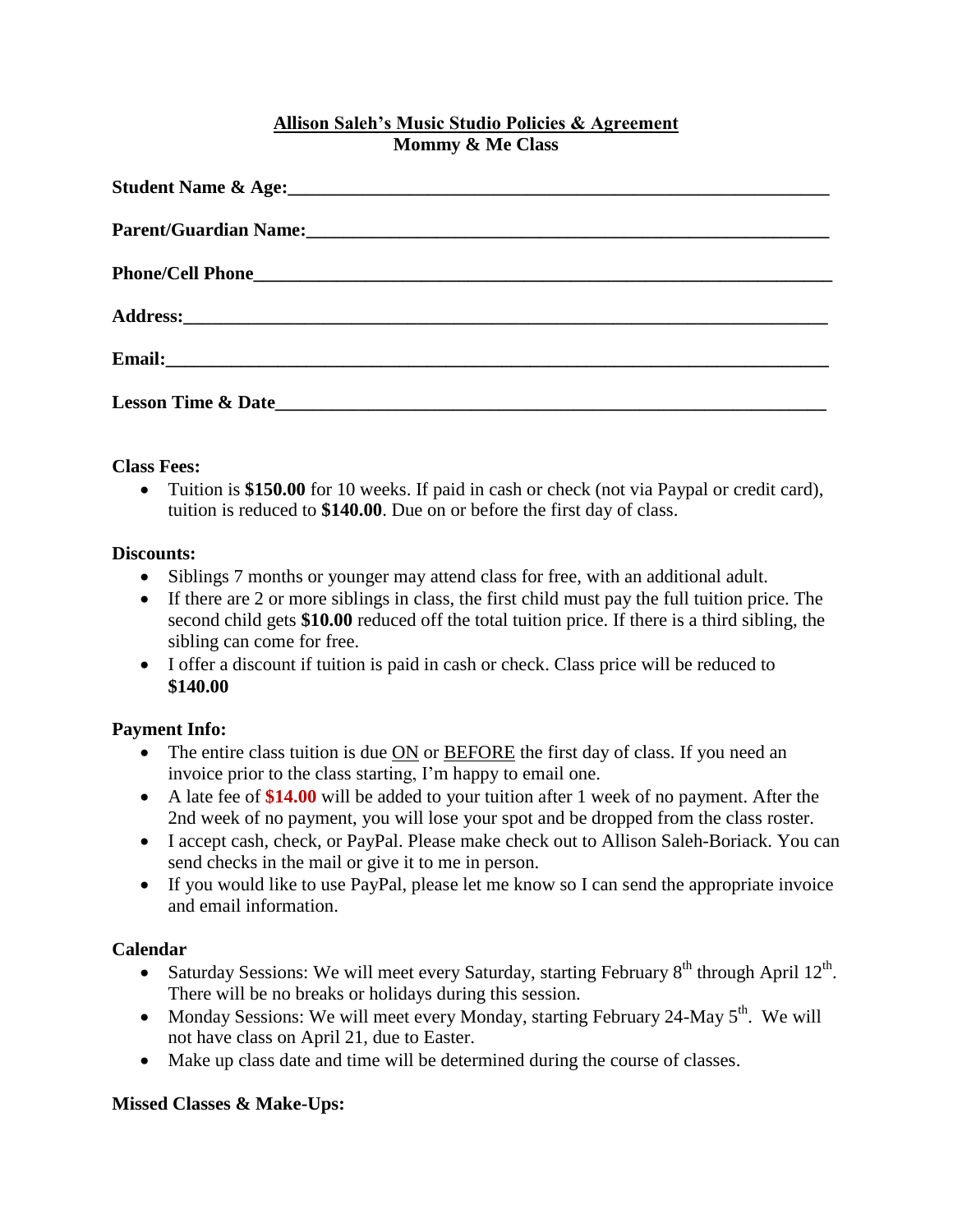# Allison Saleh's Music Studio Policies & Agreement

## Mommy & Me Class

**Student Name & Age:**_____________________________________________________________

**Parent/Guardian Name:**__________________________________________________________

**Phone/Cell Phone**________________________________________________________________

**Address:**_______________________________________________________________________

**Email:**_________________________________________________________________________

**Lesson Time & Date**______________________________________________________________

**Class Fees:**

- Tuition is **$150.00** for 10 weeks. If paid in cash or check (not via Paypal or credit card), tuition is reduced to **$140.00**. Due on or before the first day of class.

**Discounts:**

- Siblings 7 months or younger may attend class for free, with an additional adult.
- If there are 2 or more siblings in class, the first child must pay the full tuition price. The second child gets **$10.00** reduced off the total tuition price. If there is a third sibling, the sibling can come for free.
- I offer a discount if tuition is paid in cash or check. Class price will be reduced to **$140.00**

**Payment Info:**

- The entire class tuition is due <u>ON</u> or <u>BEFORE</u> the first day of class. If you need an invoice prior to the class starting, I'm happy to email one.
- A late fee of **$14.00** will be added to your tuition after 1 week of no payment. After the 2nd week of no payment, you will lose your spot and be dropped from the class roster.
- I accept cash, check, or PayPal. Please make check out to Allison Saleh-Boriack. You can send checks in the mail or give it to me in person.
- If you would like to use PayPal, please let me know so I can send the appropriate invoice and email information.

**Calendar**

- Saturday Sessions: We will meet every Saturday, starting February 8th through April 12th. There will be no breaks or holidays during this session.
- Monday Sessions: We will meet every Monday, starting February 24-May 5th. We will not have class on April 21, due to Easter.
- Make up class date and time will be determined during the course of classes.

**Missed Classes & Make-Ups:**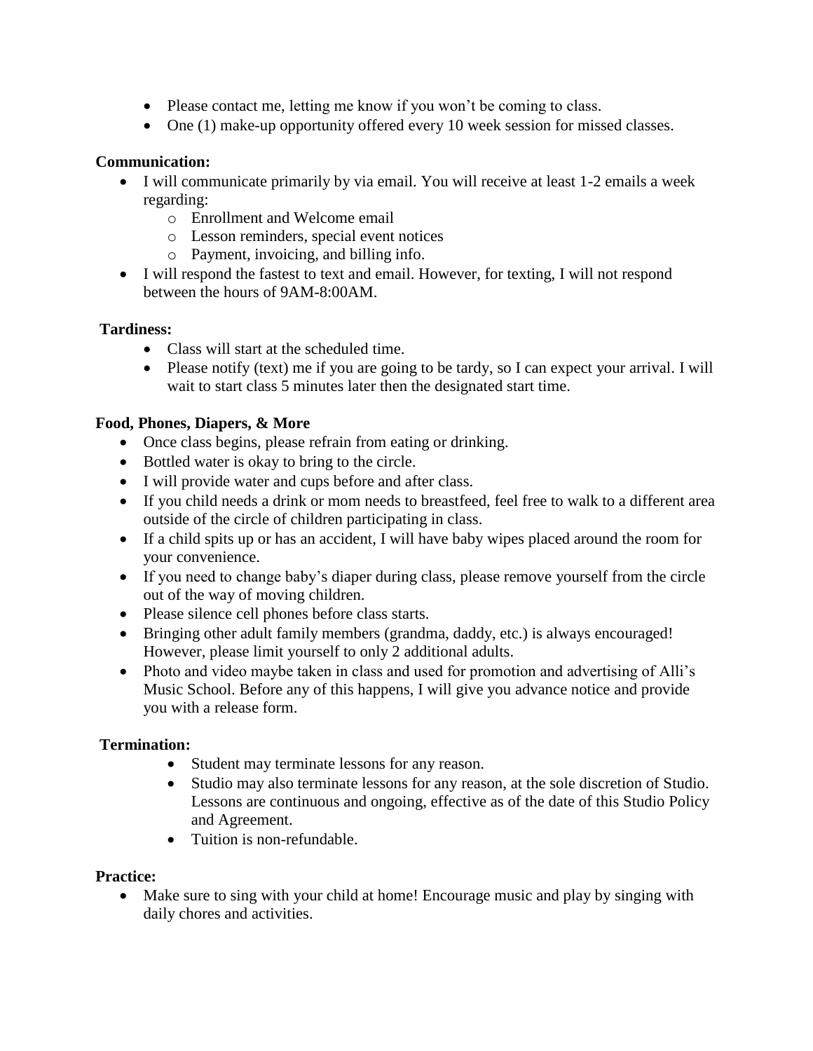- Please contact me, letting me know if you won't be coming to class.
- One (1) make-up opportunity offered every 10 week session for missed classes.

**Communication:**

- I will communicate primarily by via email. You will receive at least 1-2 emails a week regarding:
  - Enrollment and Welcome email
  - Lesson reminders, special event notices
  - Payment, invoicing, and billing info.
- I will respond the fastest to text and email. However, for texting, I will not respond between the hours of 9AM-8:00AM.

**Tardiness:**

- Class will start at the scheduled time.
- Please notify (text) me if you are going to be tardy, so I can expect your arrival. I will wait to start class 5 minutes later then the designated start time.

**Food, Phones, Diapers, & More**

- Once class begins, please refrain from eating or drinking.
- Bottled water is okay to bring to the circle.
- I will provide water and cups before and after class.
- If you child needs a drink or mom needs to breastfeed, feel free to walk to a different area outside of the circle of children participating in class.
- If a child spits up or has an accident, I will have baby wipes placed around the room for your convenience.
- If you need to change baby's diaper during class, please remove yourself from the circle out of the way of moving children.
- Please silence cell phones before class starts.
- Bringing other adult family members (grandma, daddy, etc.) is always encouraged! However, please limit yourself to only 2 additional adults.
- Photo and video maybe taken in class and used for promotion and advertising of Alli's Music School. Before any of this happens, I will give you advance notice and provide you with a release form.

**Termination:**

- Student may terminate lessons for any reason.
- Studio may also terminate lessons for any reason, at the sole discretion of Studio. Lessons are continuous and ongoing, effective as of the date of this Studio Policy and Agreement.
- Tuition is non-refundable.

**Practice:**

- Make sure to sing with your child at home! Encourage music and play by singing with daily chores and activities.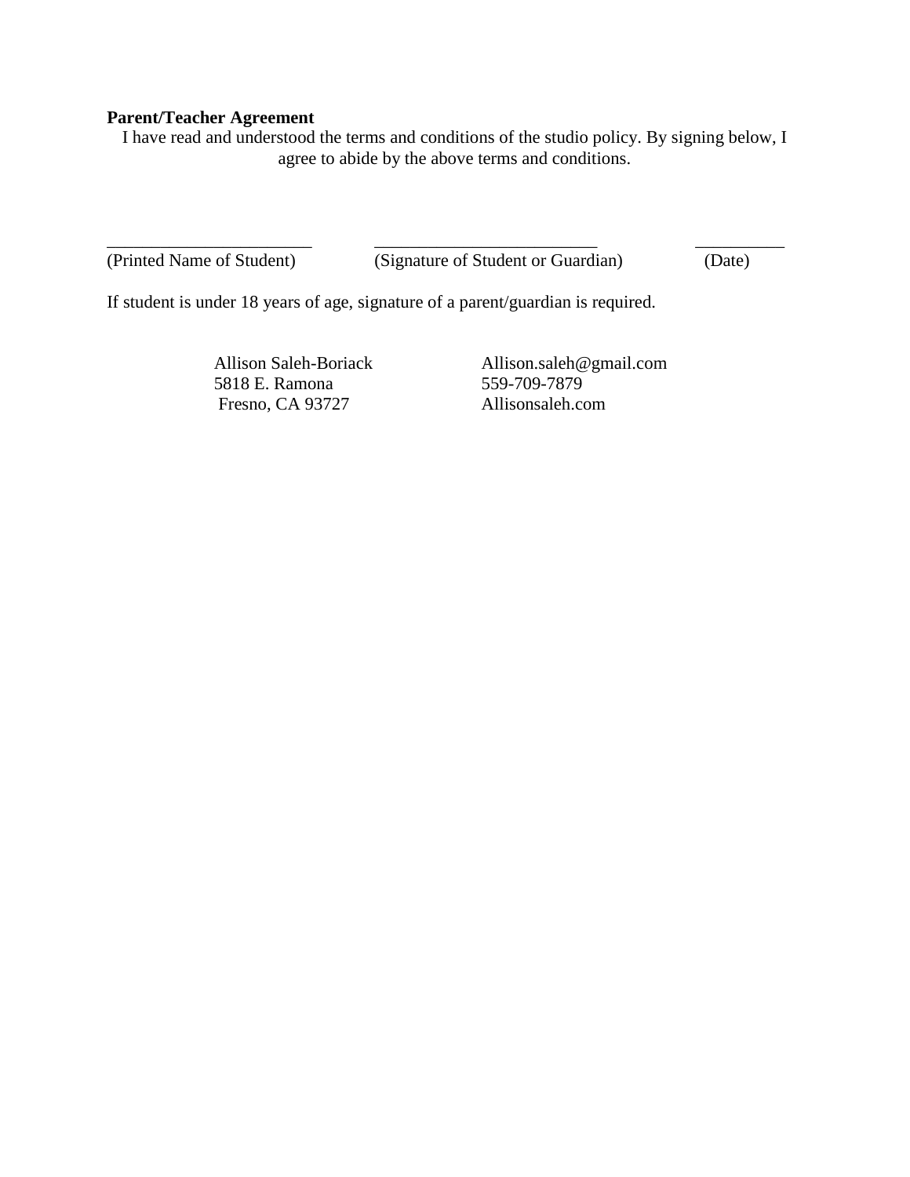**Parent/Teacher Agreement**

I have read and understood the terms and conditions of the studio policy. By signing below, I agree to abide by the above terms and conditions.

| | | |
|---|---|---|
| _______________________ | _________________________ | __________ |
| (Printed Name of Student) | (Signature of Student or Guardian) | (Date) |

If student is under 18 years of age, signature of a parent/guardian is required.

Allison Saleh-Boriack
5818 E. Ramona
Fresno, CA 93727

Allison.saleh@gmail.com
559-709-7879
Allisonsaleh.com